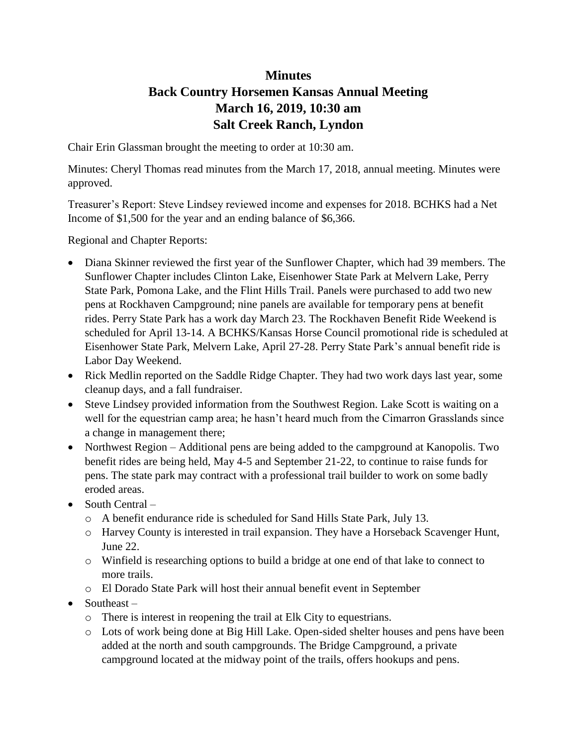# Minutes
# Back Country Horsemen Kansas Annual Meeting
# March 16, 2019, 10:30 am
# Salt Creek Ranch, Lyndon

Chair Erin Glassman brought the meeting to order at 10:30 am.

Minutes: Cheryl Thomas read minutes from the March 17, 2018, annual meeting. Minutes were approved.

Treasurer's Report: Steve Lindsey reviewed income and expenses for 2018. BCHKS had a Net Income of $1,500 for the year and an ending balance of $6,366.

Regional and Chapter Reports:

- Diana Skinner reviewed the first year of the Sunflower Chapter, which had 39 members. The Sunflower Chapter includes Clinton Lake, Eisenhower State Park at Melvern Lake, Perry State Park, Pomona Lake, and the Flint Hills Trail. Panels were purchased to add two new pens at Rockhaven Campground; nine panels are available for temporary pens at benefit rides. Perry State Park has a work day March 23. The Rockhaven Benefit Ride Weekend is scheduled for April 13-14. A BCHKS/Kansas Horse Council promotional ride is scheduled at Eisenhower State Park, Melvern Lake, April 27-28. Perry State Park's annual benefit ride is Labor Day Weekend.
- Rick Medlin reported on the Saddle Ridge Chapter. They had two work days last year, some cleanup days, and a fall fundraiser.
- Steve Lindsey provided information from the Southwest Region. Lake Scott is waiting on a well for the equestrian camp area; he hasn't heard much from the Cimarron Grasslands since a change in management there;
- Northwest Region – Additional pens are being added to the campground at Kanopolis. Two benefit rides are being held, May 4-5 and September 21-22, to continue to raise funds for pens. The state park may contract with a professional trail builder to work on some badly eroded areas.
- South Central –
  - A benefit endurance ride is scheduled for Sand Hills State Park, July 13.
  - Harvey County is interested in trail expansion. They have a Horseback Scavenger Hunt, June 22.
  - Winfield is researching options to build a bridge at one end of that lake to connect to more trails.
  - El Dorado State Park will host their annual benefit event in September
- Southeast –
  - There is interest in reopening the trail at Elk City to equestrians.
  - Lots of work being done at Big Hill Lake. Open-sided shelter houses and pens have been added at the north and south campgrounds. The Bridge Campground, a private campground located at the midway point of the trails, offers hookups and pens.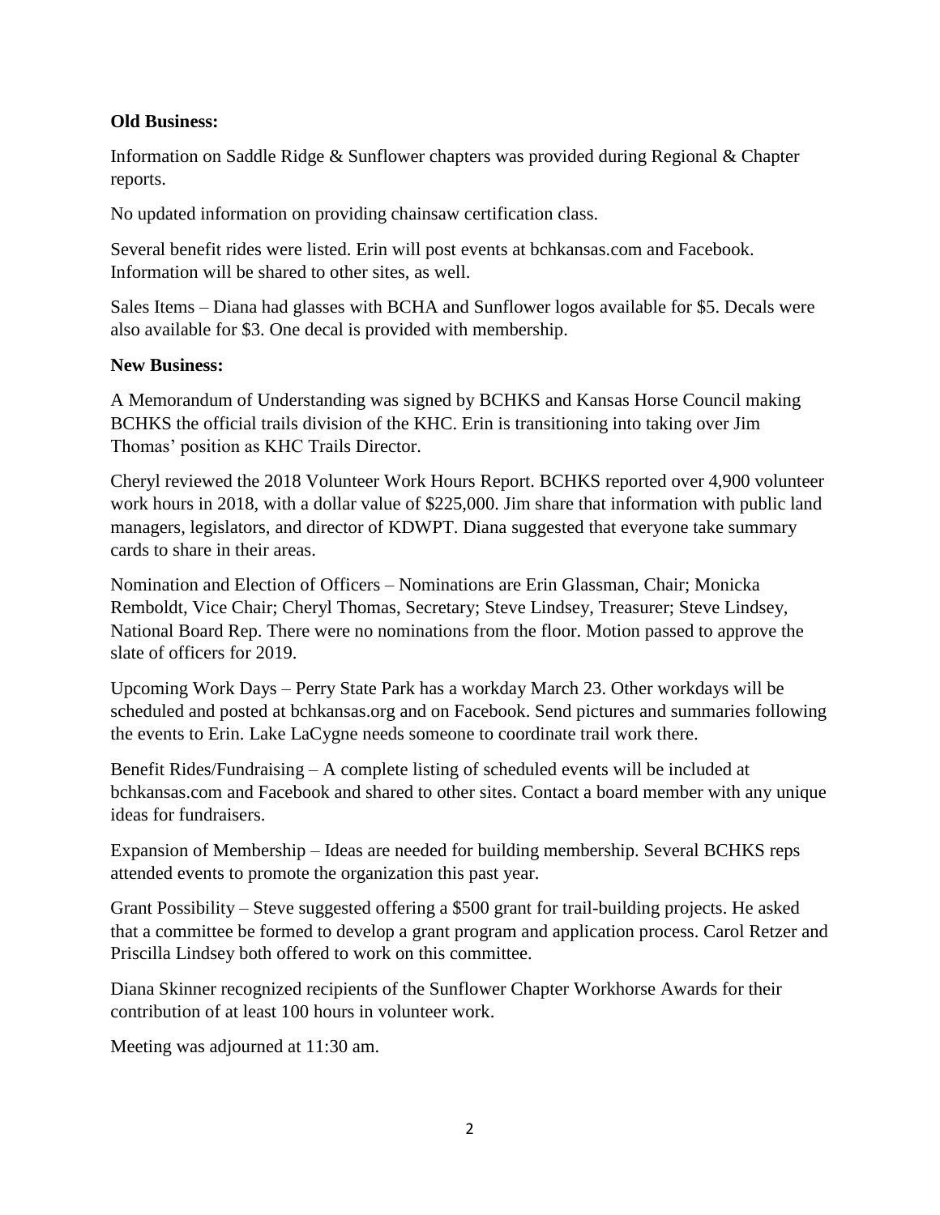**Old Business:**

Information on Saddle Ridge & Sunflower chapters was provided during Regional & Chapter reports.

No updated information on providing chainsaw certification class.

Several benefit rides were listed. Erin will post events at bchkansas.com and Facebook. Information will be shared to other sites, as well.

Sales Items – Diana had glasses with BCHA and Sunflower logos available for $5. Decals were also available for $3. One decal is provided with membership.

**New Business:**

A Memorandum of Understanding was signed by BCHKS and Kansas Horse Council making BCHKS the official trails division of the KHC. Erin is transitioning into taking over Jim Thomas' position as KHC Trails Director.

Cheryl reviewed the 2018 Volunteer Work Hours Report. BCHKS reported over 4,900 volunteer work hours in 2018, with a dollar value of $225,000. Jim share that information with public land managers, legislators, and director of KDWPT. Diana suggested that everyone take summary cards to share in their areas.

Nomination and Election of Officers – Nominations are Erin Glassman, Chair; Monicka Remboldt, Vice Chair; Cheryl Thomas, Secretary; Steve Lindsey, Treasurer; Steve Lindsey, National Board Rep. There were no nominations from the floor. Motion passed to approve the slate of officers for 2019.

Upcoming Work Days – Perry State Park has a workday March 23. Other workdays will be scheduled and posted at bchkansas.org and on Facebook. Send pictures and summaries following the events to Erin. Lake LaCygne needs someone to coordinate trail work there.

Benefit Rides/Fundraising – A complete listing of scheduled events will be included at bchkansas.com and Facebook and shared to other sites. Contact a board member with any unique ideas for fundraisers.

Expansion of Membership – Ideas are needed for building membership. Several BCHKS reps attended events to promote the organization this past year.

Grant Possibility – Steve suggested offering a $500 grant for trail-building projects. He asked that a committee be formed to develop a grant program and application process. Carol Retzer and Priscilla Lindsey both offered to work on this committee.

Diana Skinner recognized recipients of the Sunflower Chapter Workhorse Awards for their contribution of at least 100 hours in volunteer work.

Meeting was adjourned at 11:30 am.